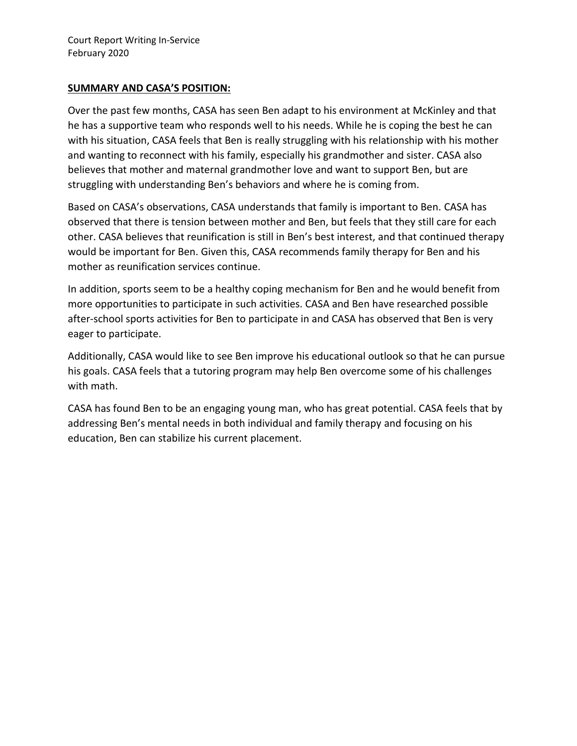Court Report Writing In-Service
February 2020

**SUMMARY AND CASA'S POSITION:**

Over the past few months, CASA has seen Ben adapt to his environment at McKinley and that he has a supportive team who responds well to his needs. While he is coping the best he can with his situation, CASA feels that Ben is really struggling with his relationship with his mother and wanting to reconnect with his family, especially his grandmother and sister. CASA also believes that mother and maternal grandmother love and want to support Ben, but are struggling with understanding Ben's behaviors and where he is coming from.

Based on CASA's observations, CASA understands that family is important to Ben. CASA has observed that there is tension between mother and Ben, but feels that they still care for each other. CASA believes that reunification is still in Ben's best interest, and that continued therapy would be important for Ben. Given this, CASA recommends family therapy for Ben and his mother as reunification services continue.

In addition, sports seem to be a healthy coping mechanism for Ben and he would benefit from more opportunities to participate in such activities. CASA and Ben have researched possible after-school sports activities for Ben to participate in and CASA has observed that Ben is very eager to participate.

Additionally, CASA would like to see Ben improve his educational outlook so that he can pursue his goals. CASA feels that a tutoring program may help Ben overcome some of his challenges with math.

CASA has found Ben to be an engaging young man, who has great potential. CASA feels that by addressing Ben's mental needs in both individual and family therapy and focusing on his education, Ben can stabilize his current placement.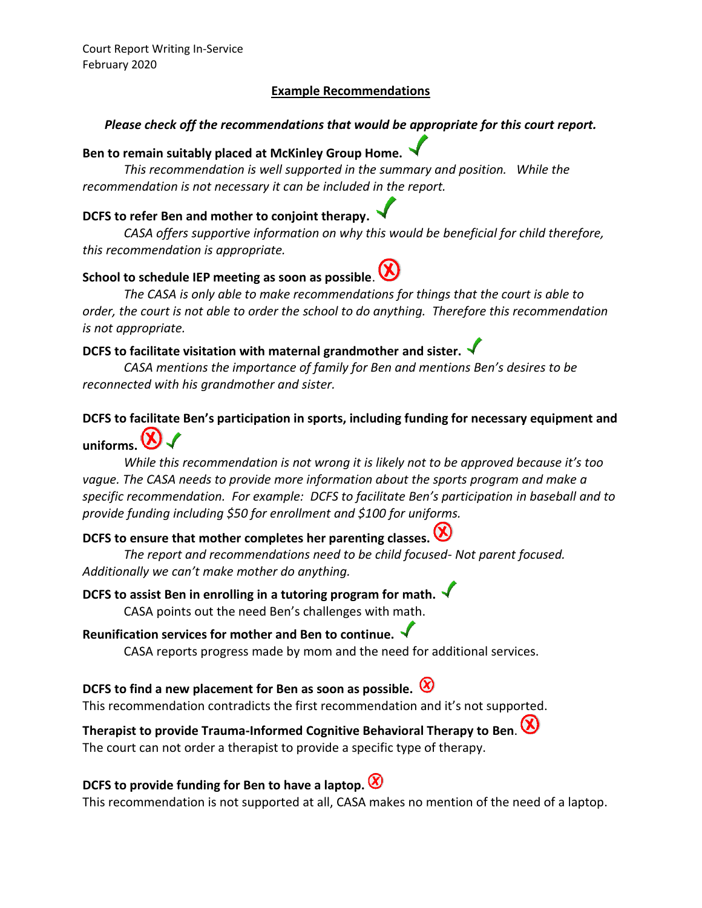Court Report Writing In-Service
February 2020

## Example Recommendations

***Please check off the recommendations that would be appropriate for this court report.***

**Ben to remain suitably placed at McKinley Group Home.** ✓

*This recommendation is well supported in the summary and position. While the recommendation is not necessary it can be included in the report.*

**DCFS to refer Ben and mother to conjoint therapy.** ✓

*CASA offers supportive information on why this would be beneficial for child therefore, this recommendation is appropriate.*

**School to schedule IEP meeting as soon as possible.** ⓧ

*The CASA is only able to make recommendations for things that the court is able to order, the court is not able to order the school to do anything. Therefore this recommendation is not appropriate.*

**DCFS to facilitate visitation with maternal grandmother and sister.** ✓

*CASA mentions the importance of family for Ben and mentions Ben's desires to be reconnected with his grandmother and sister.*

**DCFS to facilitate Ben's participation in sports, including funding for necessary equipment and uniforms.** ⓧ ✓

*While this recommendation is not wrong it is likely not to be approved because it's too vague. The CASA needs to provide more information about the sports program and make a specific recommendation. For example: DCFS to facilitate Ben's participation in baseball and to provide funding including $50 for enrollment and $100 for uniforms.*

**DCFS to ensure that mother completes her parenting classes.** ⓧ

*The report and recommendations need to be child focused- Not parent focused. Additionally we can't make mother do anything.*

**DCFS to assist Ben in enrolling in a tutoring program for math.** ✓

CASA points out the need Ben's challenges with math.

**Reunification services for mother and Ben to continue.** ✓

CASA reports progress made by mom and the need for additional services.

**DCFS to find a new placement for Ben as soon as possible.** ⓧ

This recommendation contradicts the first recommendation and it's not supported.

**Therapist to provide Trauma-Informed Cognitive Behavioral Therapy to Ben.** ⓧ

The court can not order a therapist to provide a specific type of therapy.

**DCFS to provide funding for Ben to have a laptop.** ⓧ

This recommendation is not supported at all, CASA makes no mention of the need of a laptop.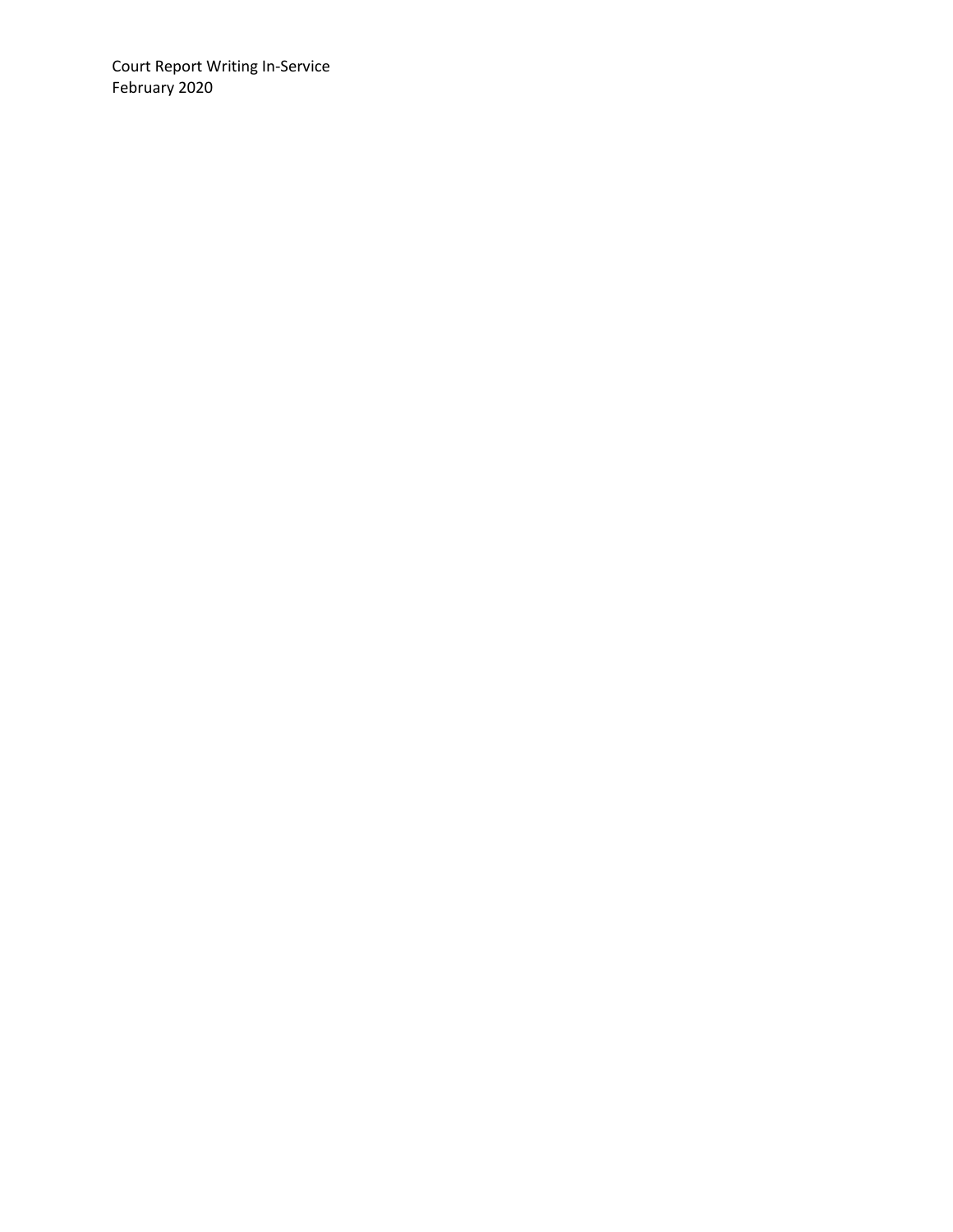Court Report Writing In-Service
February 2020